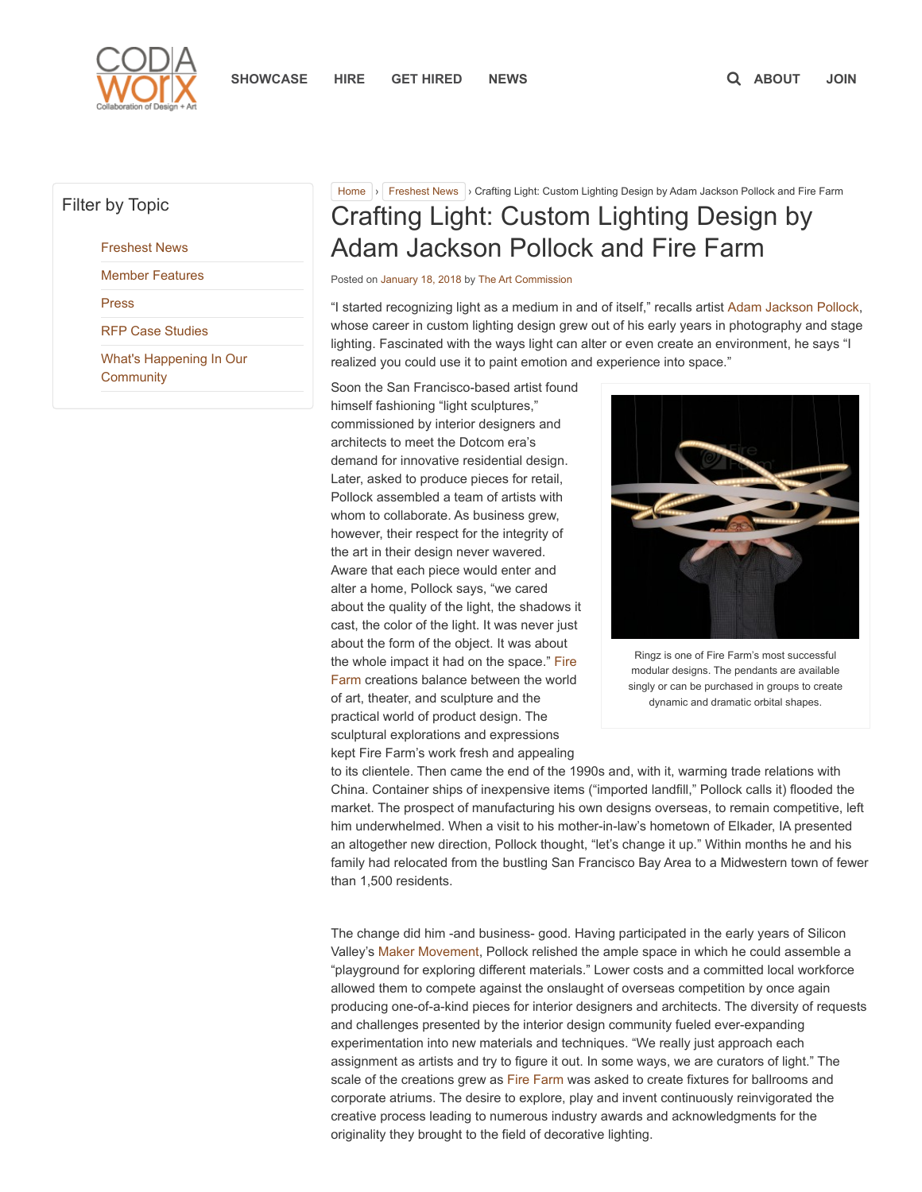# Crafting Light: Custom Lighting Design by Adam Jackson Pollock and Fire Farm

Posted on January 18, 2018 by The Art Commission

"I started recognizing light as a medium in and of itself," recalls artist Adam Jackson Pollock, whose career in custom lighting design grew out of his early years in photography and stage lighting. Fascinated with the ways light can alter or even create an environment, he says "I realized you could use it to paint emotion and experience into space."

Soon the San Francisco-based artist found himself fashioning "light sculptures," commissioned by interior designers and architects to meet the Dotcom era's demand for innovative residential design. Later, asked to produce pieces for retail, Pollock assembled a team of artists with whom to collaborate. As business grew, however, their respect for the integrity of the art in their design never wavered. Aware that each piece would enter and alter a home, Pollock says, "we cared about the quality of the light, the shadows it cast, the color of the light. It was never just about the form of the object. It was about the whole impact it had on the space." Fire Farm creations balance between the world of art, theater, and sculpture and the practical world of product design. The sculptural explorations and expressions kept Fire Farm's work fresh and appealing to its clientele. Then came the end of the 1990s and, with it, warming trade relations with China. Container ships of inexpensive items ("imported landfill," Pollock calls it) flooded the market. The prospect of manufacturing his own designs overseas, to remain competitive, left him underwhelmed. When a visit to his mother-in-law's hometown of Elkader, IA presented an altogether new direction, Pollock thought, "let's change it up." Within months he and his family had relocated from the bustling San Francisco Bay Area to a Midwestern town of fewer than 1,500 residents.

Ringz is one of Fire Farm's most successful modular designs. The pendants are available singly or can be purchased in groups to create dynamic and dramatic orbital shapes.

The change did him -and business- good. Having participated in the early years of Silicon Valley's Maker Movement, Pollock relished the ample space in which he could assemble a "playground for exploring different materials." Lower costs and a committed local workforce allowed them to compete against the onslaught of overseas competition by once again producing one-of-a-kind pieces for interior designers and architects. The diversity of requests and challenges presented by the interior design community fueled ever-expanding experimentation into new materials and techniques. "We really just approach each assignment as artists and try to figure it out. In some ways, we are curators of light." The scale of the creations grew as Fire Farm was asked to create fixtures for ballrooms and corporate atriums. The desire to explore, play and invent continuously reinvigorated the creative process leading to numerous industry awards and acknowledgments for the originality they brought to the field of decorative lighting.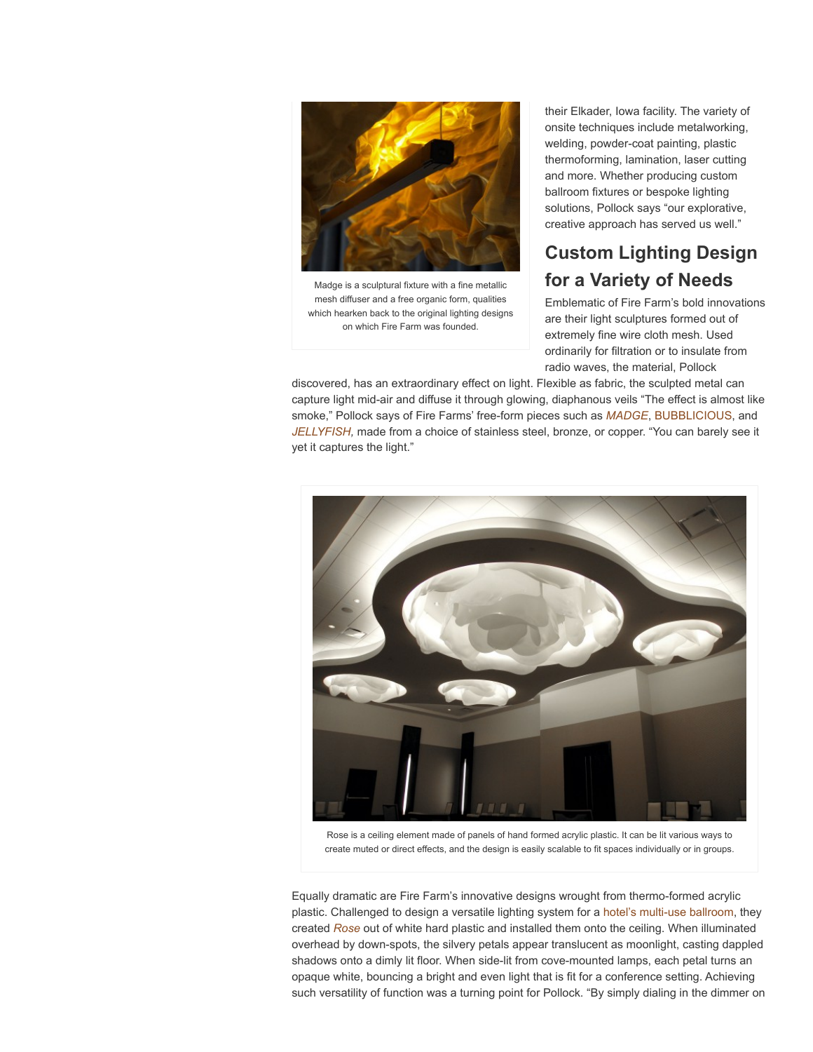Madge is a sculptural fixture with a fine metallic mesh diffuser and a free organic form, qualities which hearken back to the original lighting designs on which Fire Farm was founded.

their Elkader, Iowa facility. The variety of onsite techniques include metalworking, welding, powder-coat painting, plastic thermoforming, lamination, laser cutting and more. Whether producing custom ballroom fixtures or bespoke lighting solutions, Pollock says "our explorative, creative approach has served us well."

## Custom Lighting Design for a Variety of Needs

Emblematic of Fire Farm's bold innovations are their light sculptures formed out of extremely fine wire cloth mesh. Used ordinarily for filtration or to insulate from radio waves, the material, Pollock discovered, has an extraordinary effect on light. Flexible as fabric, the sculpted metal can capture light mid-air and diffuse it through glowing, diaphanous veils "The effect is almost like smoke," Pollock says of Fire Farms' free-form pieces such as *MADGE*, BUBBLICIOUS, and *JELLYFISH,* made from a choice of stainless steel, bronze, or copper. "You can barely see it yet it captures the light."

Rose is a ceiling element made of panels of hand formed acrylic plastic. It can be lit various ways to create muted or direct effects, and the design is easily scalable to fit spaces individually or in groups.

Equally dramatic are Fire Farm's innovative designs wrought from thermo-formed acrylic plastic. Challenged to design a versatile lighting system for a hotel's multi-use ballroom, they created *Rose* out of white hard plastic and installed them onto the ceiling. When illuminated overhead by down-spots, the silvery petals appear translucent as moonlight, casting dappled shadows onto a dimly lit floor. When side-lit from cove-mounted lamps, each petal turns an opaque white, bouncing a bright and even light that is fit for a conference setting. Achieving such versatility of function was a turning point for Pollock. "By simply dialing in the dimmer on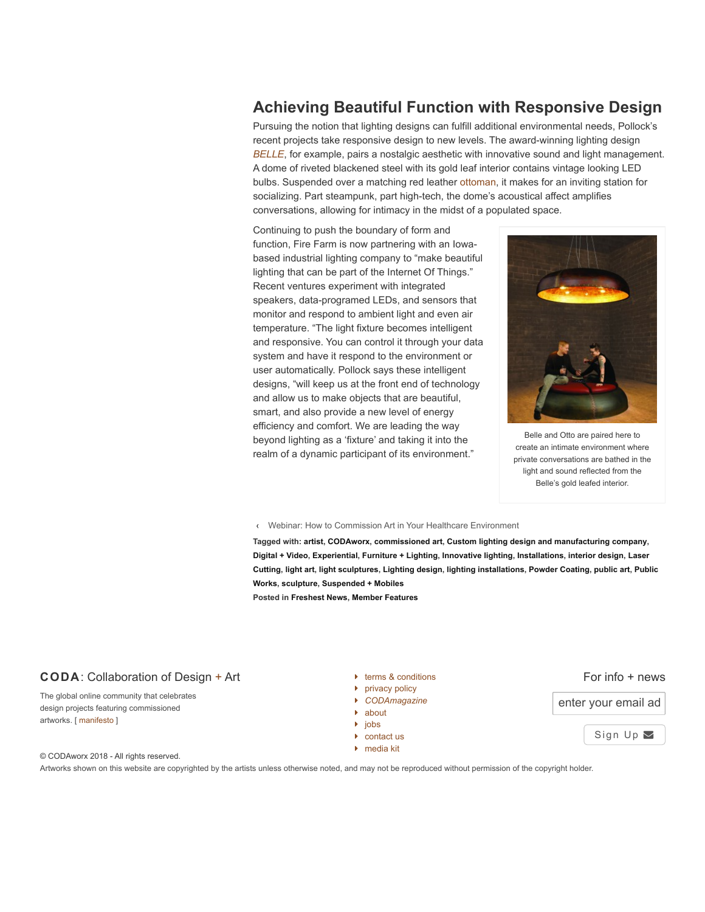## Achieving Beautiful Function with Responsive Design

Pursuing the notion that lighting designs can fulfill additional environmental needs, Pollock's recent projects take responsive design to new levels. The award-winning lighting design *BELLE*, for example, pairs a nostalgic aesthetic with innovative sound and light management. A dome of riveted blackened steel with its gold leaf interior contains vintage looking LED bulbs. Suspended over a matching red leather ottoman, it makes for an inviting station for socializing. Part steampunk, part high-tech, the dome's acoustical affect amplifies conversations, allowing for intimacy in the midst of a populated space.

Continuing to push the boundary of form and function, Fire Farm is now partnering with an Iowa-based industrial lighting company to "make beautiful lighting that can be part of the Internet Of Things." Recent ventures experiment with integrated speakers, data-programed LEDs, and sensors that monitor and respond to ambient light and even air temperature. "The light fixture becomes intelligent and responsive. You can control it through your data system and have it respond to the environment or user automatically. Pollock says these intelligent designs, "will keep us at the front end of technology and allow us to make objects that are beautiful, smart, and also provide a new level of energy efficiency and comfort. We are leading the way beyond lighting as a 'fixture' and taking it into the realm of a dynamic participant of its environment."

Belle and Otto are paired here to create an intimate environment where private conversations are bathed in the light and sound reflected from the Belle's gold leafed interior.

‹ Webinar: How to Commission Art in Your Healthcare Environment

**Tagged with:** **artist**, **CODAworx**, **commissioned art**, **Custom lighting design and manufacturing company**, **Digital + Video**, **Experiential**, **Furniture + Lighting**, **Innovative lighting**, **Installations**, **interior design**, **Laser Cutting**, **light art**, **light sculptures**, **Lighting design**, **lighting installations**, **Powder Coating**, **public art**, **Public Works**, **sculpture**, **Suspended + Mobiles**

**Posted in** **Freshest News**, **Member Features**

**CODA**: Collaboration of Design + Art

The global online community that celebrates design projects featuring commissioned artworks. [ manifesto ]

- terms & conditions
- privacy policy
- *CODAmagazine*
- about
- jobs
- contact us
- media kit

For info + news

enter your email ad

Sign Up

© CODAworx 2018 - All rights reserved.

Artworks shown on this website are copyrighted by the artists unless otherwise noted, and may not be reproduced without permission of the copyright holder.